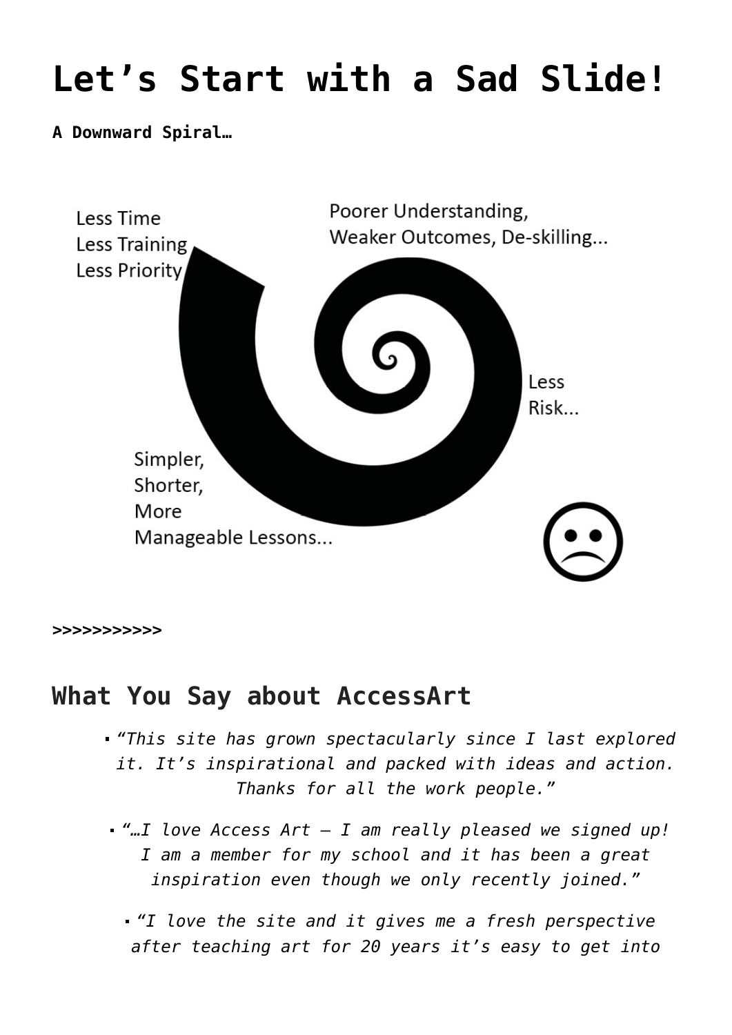# Let's Start with a Sad Slide!

**A Downward Spiral…**

Less Time
Less Training
Less Priority

Poorer Understanding,
Weaker Outcomes, De-skilling...

Less
Risk...

Simpler,
Shorter,
More
Manageable Lessons...

**>>>>>>>>>>>**

## What You Say about AccessArt

- *"This site has grown spectacularly since I last explored it. It's inspirational and packed with ideas and action. Thanks for all the work people."*
- *"…I love Access Art – I am really pleased we signed up! I am a member for my school and it has been a great inspiration even though we only recently joined."*
- *"I love the site and it gives me a fresh perspective after teaching art for 20 years it's easy to get into*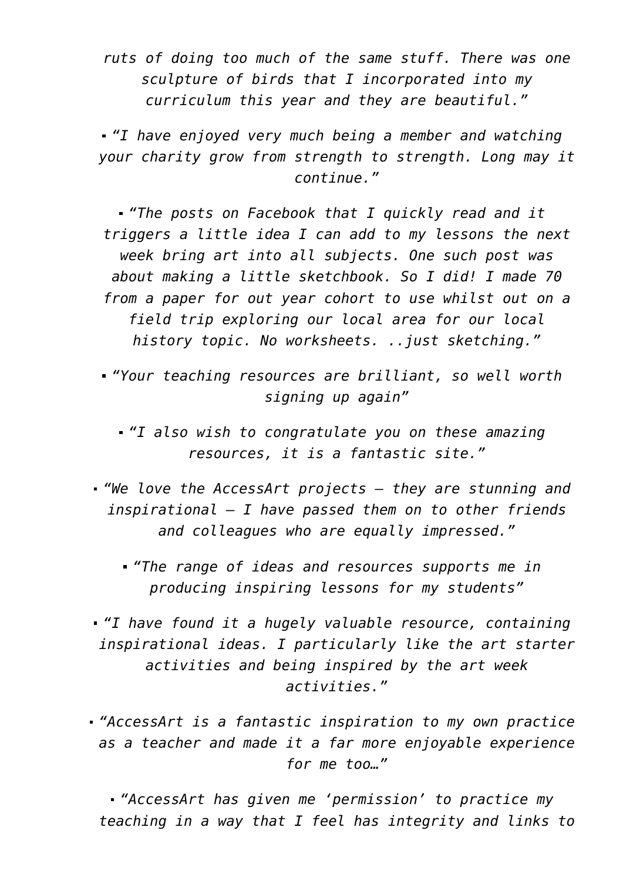*ruts of doing too much of the same stuff. There was one sculpture of birds that I incorporated into my curriculum this year and they are beautiful."*

- *"I have enjoyed very much being a member and watching your charity grow from strength to strength. Long may it continue."*
- *"The posts on Facebook that I quickly read and it triggers a little idea I can add to my lessons the next week bring art into all subjects. One such post was about making a little sketchbook. So I did! I made 70 from a paper for out year cohort to use whilst out on a field trip exploring our local area for our local history topic. No worksheets. ..just sketching."*
- *"Your teaching resources are brilliant, so well worth signing up again"*
- *"I also wish to congratulate you on these amazing resources, it is a fantastic site."*
- *"We love the AccessArt projects – they are stunning and inspirational – I have passed them on to other friends and colleagues who are equally impressed."*
- *"The range of ideas and resources supports me in producing inspiring lessons for my students"*
- *"I have found it a hugely valuable resource, containing inspirational ideas. I particularly like the art starter activities and being inspired by the art week activities."*
- *"AccessArt is a fantastic inspiration to my own practice as a teacher and made it a far more enjoyable experience for me too…"*
- *"AccessArt has given me 'permission' to practice my teaching in a way that I feel has integrity and links to*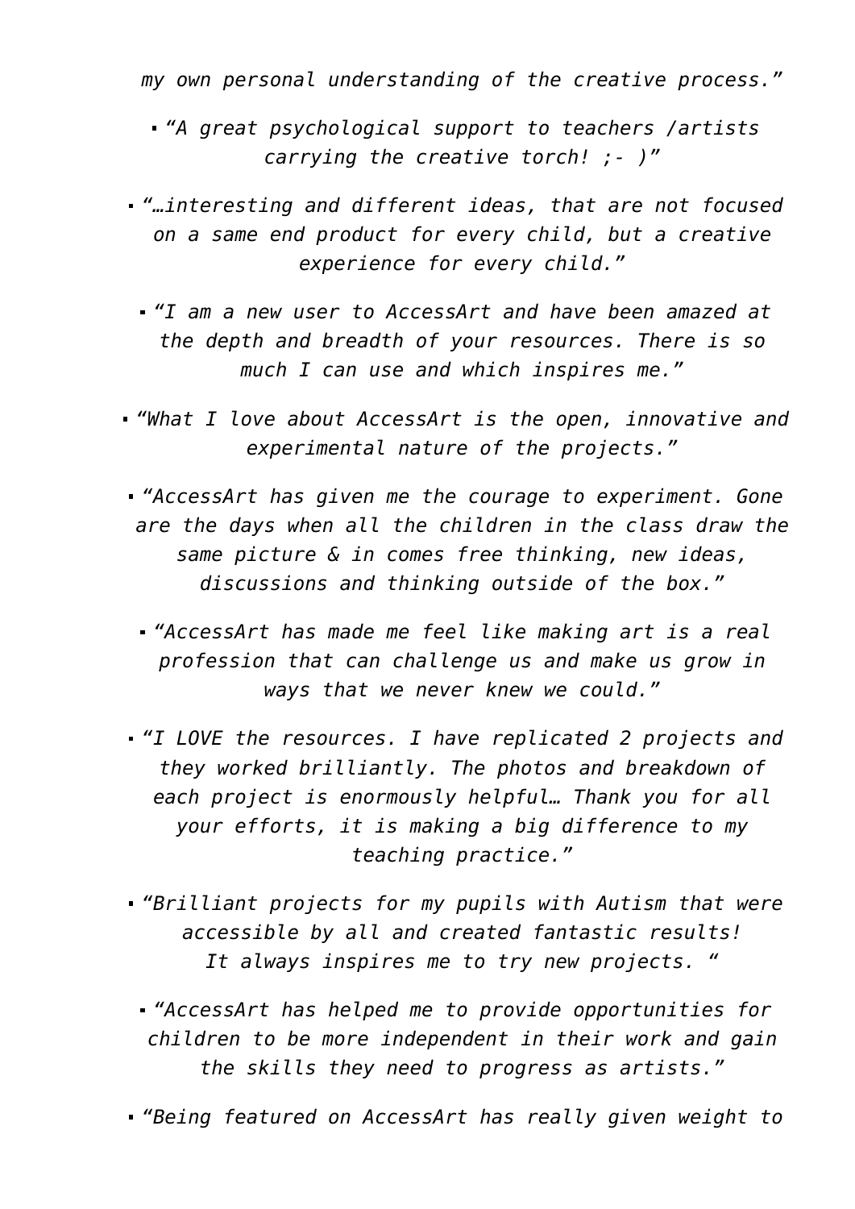*my own personal understanding of the creative process."*

- *"A great psychological support to teachers /artists carrying the creative torch! ;- )"*
- *"…interesting and different ideas, that are not focused on a same end product for every child, but a creative experience for every child."*
- *"I am a new user to AccessArt and have been amazed at the depth and breadth of your resources. There is so much I can use and which inspires me."*
- *"What I love about AccessArt is the open, innovative and experimental nature of the projects."*
- *"AccessArt has given me the courage to experiment. Gone are the days when all the children in the class draw the same picture & in comes free thinking, new ideas, discussions and thinking outside of the box."*
- *"AccessArt has made me feel like making art is a real profession that can challenge us and make us grow in ways that we never knew we could."*
- *"I LOVE the resources. I have replicated 2 projects and they worked brilliantly. The photos and breakdown of each project is enormously helpful… Thank you for all your efforts, it is making a big difference to my teaching practice."*
- *"Brilliant projects for my pupils with Autism that were accessible by all and created fantastic results! It always inspires me to try new projects. "*
- *"AccessArt has helped me to provide opportunities for children to be more independent in their work and gain the skills they need to progress as artists."*
- *"Being featured on AccessArt has really given weight to*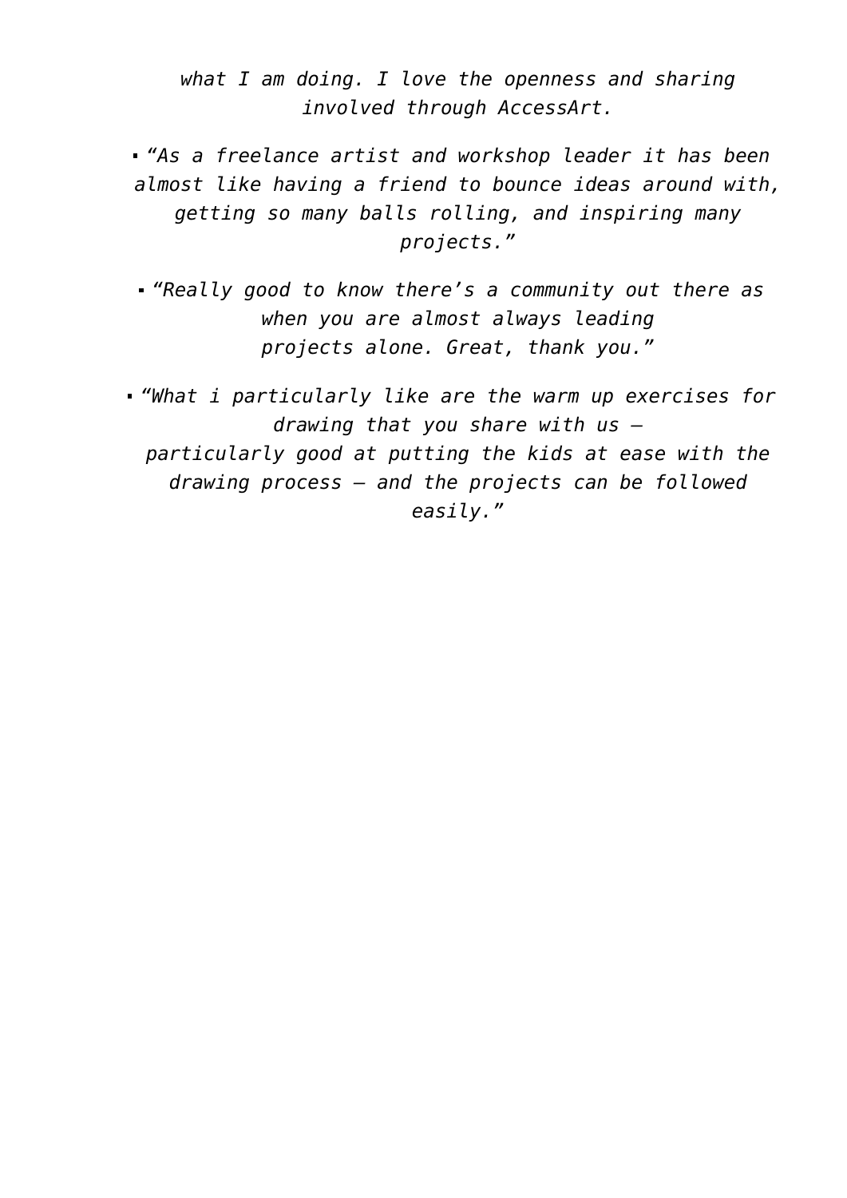*what I am doing. I love the openness and sharing involved through AccessArt.*

- *“As a freelance artist and workshop leader it has been almost like having a friend to bounce ideas around with, getting so many balls rolling, and inspiring many projects.”*
- *“Really good to know there’s a community out there as when you are almost always leading projects alone. Great, thank you.”*
- *“What i particularly like are the warm up exercises for drawing that you share with us – particularly good at putting the kids at ease with the drawing process – and the projects can be followed easily.”*